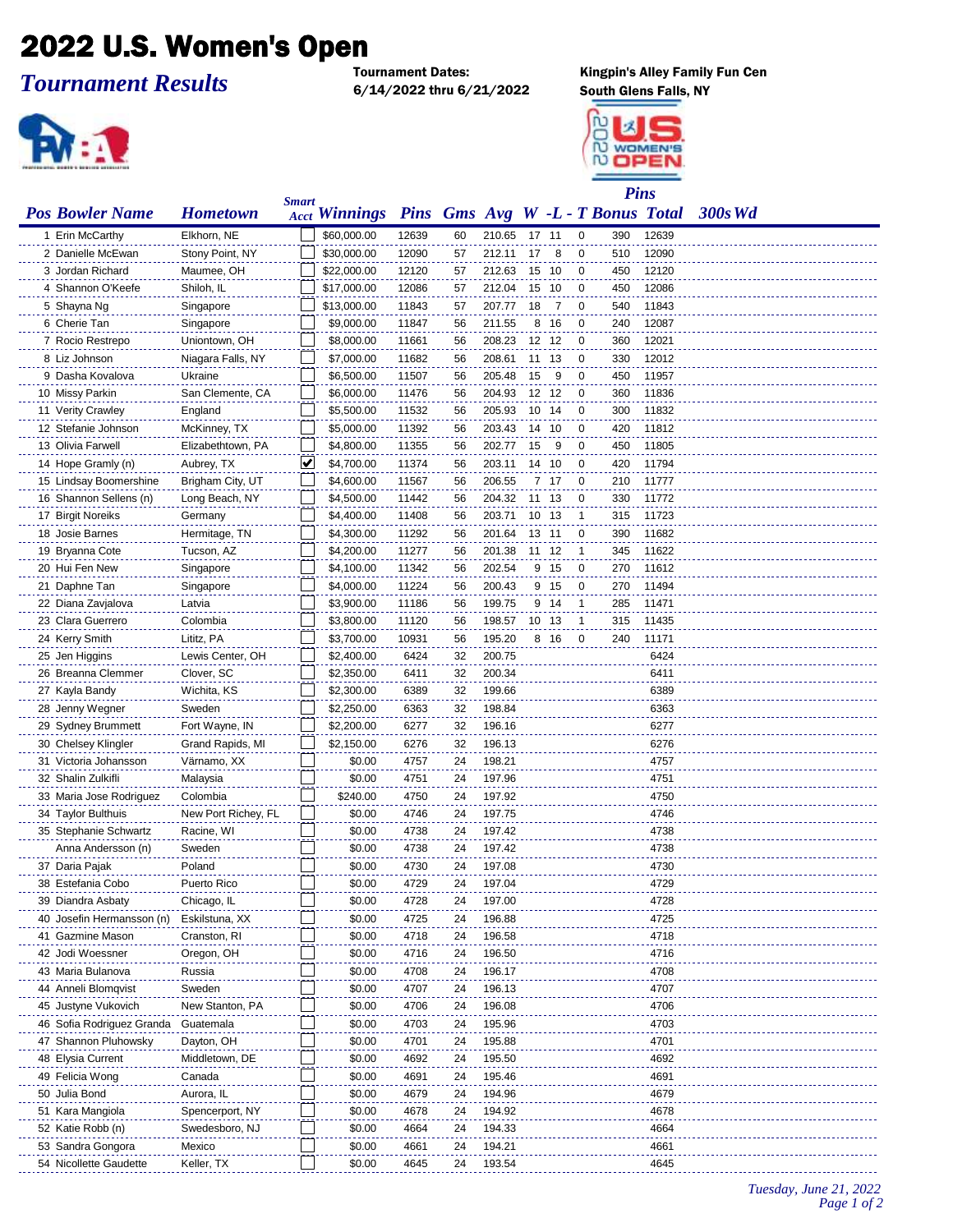# 2022 U.S. Women's Open

## *Tournament Results*

**Tournament Dates:**
**6/14/2022 thru 6/21/2022**

**Kingpin's Alley Family Fun Cen**
**South Glens Falls, NY**

| Pos | Bowler Name | Hometown | Smart Acct | Winnings | Pins | Gms | Avg | W | L | T | Bonus | Pins Total | 300s | Wd |
|---|---|---|---|---|---|---|---|---|---|---|---|---|---|---|
| 1 | Erin McCarthy | Elkhorn, NE | | $60,000.00 | 12639 | 60 | 210.65 | 17 | 11 | 0 | 390 | 12639 | | |
| 2 | Danielle McEwan | Stony Point, NY | | $30,000.00 | 12090 | 57 | 212.11 | 17 | 8 | 0 | 510 | 12090 | | |
| 3 | Jordan Richard | Maumee, OH | | $22,000.00 | 12120 | 57 | 212.63 | 15 | 10 | 0 | 450 | 12120 | | |
| 4 | Shannon O'Keefe | Shiloh, IL | | $17,000.00 | 12086 | 57 | 212.04 | 15 | 10 | 0 | 450 | 12086 | | |
| 5 | Shayna Ng | Singapore | | $13,000.00 | 11843 | 57 | 207.77 | 18 | 7 | 0 | 540 | 11843 | | |
| 6 | Cherie Tan | Singapore | | $9,000.00 | 11847 | 56 | 211.55 | 8 | 16 | 0 | 240 | 12087 | | |
| 7 | Rocio Restrepo | Uniontown, OH | | $8,000.00 | 11661 | 56 | 208.23 | 12 | 12 | 0 | 360 | 12021 | | |
| 8 | Liz Johnson | Niagara Falls, NY | | $7,000.00 | 11682 | 56 | 208.61 | 11 | 13 | 0 | 330 | 12012 | | |
| 9 | Dasha Kovalova | Ukraine | | $6,500.00 | 11507 | 56 | 205.48 | 15 | 9 | 0 | 450 | 11957 | | |
| 10 | Missy Parkin | San Clemente, CA | | $6,000.00 | 11476 | 56 | 204.93 | 12 | 12 | 0 | 360 | 11836 | | |
| 11 | Verity Crawley | England | | $5,500.00 | 11532 | 56 | 205.93 | 10 | 14 | 0 | 300 | 11832 | | |
| 12 | Stefanie Johnson | McKinney, TX | | $5,000.00 | 11392 | 56 | 203.43 | 14 | 10 | 0 | 420 | 11812 | | |
| 13 | Olivia Farwell | Elizabethtown, PA | | $4,800.00 | 11355 | 56 | 202.77 | 15 | 9 | 0 | 450 | 11805 | | |
| 14 | Hope Gramly (n) | Aubrey, TX | ✔ | $4,700.00 | 11374 | 56 | 203.11 | 14 | 10 | 0 | 420 | 11794 | | |
| 15 | Lindsay Boomershine | Brigham City, UT | | $4,600.00 | 11567 | 56 | 206.55 | 7 | 17 | 0 | 210 | 11777 | | |
| 16 | Shannon Sellens (n) | Long Beach, NY | | $4,500.00 | 11442 | 56 | 204.32 | 11 | 13 | 0 | 330 | 11772 | | |
| 17 | Birgit Noreiks | Germany | | $4,400.00 | 11408 | 56 | 203.71 | 10 | 13 | 1 | 315 | 11723 | | |
| 18 | Josie Barnes | Hermitage, TN | | $4,300.00 | 11292 | 56 | 201.64 | 13 | 11 | 0 | 390 | 11682 | | |
| 19 | Bryanna Cote | Tucson, AZ | | $4,200.00 | 11277 | 56 | 201.38 | 11 | 12 | 1 | 345 | 11622 | | |
| 20 | Hui Fen New | Singapore | | $4,100.00 | 11342 | 56 | 202.54 | 9 | 15 | 0 | 270 | 11612 | | |
| 21 | Daphne Tan | Singapore | | $4,000.00 | 11224 | 56 | 200.43 | 9 | 15 | 0 | 270 | 11494 | | |
| 22 | Diana Zavjalova | Latvia | | $3,900.00 | 11186 | 56 | 199.75 | 9 | 14 | 1 | 285 | 11471 | | |
| 23 | Clara Guerrero | Colombia | | $3,800.00 | 11120 | 56 | 198.57 | 10 | 13 | 1 | 315 | 11435 | | |
| 24 | Kerry Smith | Lititz, PA | | $3,700.00 | 10931 | 56 | 195.20 | 8 | 16 | 0 | 240 | 11171 | | |
| 25 | Jen Higgins | Lewis Center, OH | | $2,400.00 | 6424 | 32 | 200.75 | | | | | 6424 | | |
| 26 | Breanna Clemmer | Clover, SC | | $2,350.00 | 6411 | 32 | 200.34 | | | | | 6411 | | |
| 27 | Kayla Bandy | Wichita, KS | | $2,300.00 | 6389 | 32 | 199.66 | | | | | 6389 | | |
| 28 | Jenny Wegner | Sweden | | $2,250.00 | 6363 | 32 | 198.84 | | | | | 6363 | | |
| 29 | Sydney Brummett | Fort Wayne, IN | | $2,200.00 | 6277 | 32 | 196.16 | | | | | 6277 | | |
| 30 | Chelsey Klingler | Grand Rapids, MI | | $2,150.00 | 6276 | 32 | 196.13 | | | | | 6276 | | |
| 31 | Victoria Johansson | Värnamo, XX | | $0.00 | 4757 | 24 | 198.21 | | | | | 4757 | | |
| 32 | Shalin Zulkifli | Malaysia | | $0.00 | 4751 | 24 | 197.96 | | | | | 4751 | | |
| 33 | Maria Jose Rodriguez | Colombia | | $240.00 | 4750 | 24 | 197.92 | | | | | 4750 | | |
| 34 | Taylor Bulthuis | New Port Richey, FL | | $0.00 | 4746 | 24 | 197.75 | | | | | 4746 | | |
| 35 | Stephanie Schwartz | Racine, WI | | $0.00 | 4738 | 24 | 197.42 | | | | | 4738 | | |
| | Anna Andersson (n) | Sweden | | $0.00 | 4738 | 24 | 197.42 | | | | | 4738 | | |
| 37 | Daria Pajak | Poland | | $0.00 | 4730 | 24 | 197.08 | | | | | 4730 | | |
| 38 | Estefania Cobo | Puerto Rico | | $0.00 | 4729 | 24 | 197.04 | | | | | 4729 | | |
| 39 | Diandra Asbaty | Chicago, IL | | $0.00 | 4728 | 24 | 197.00 | | | | | 4728 | | |
| 40 | Josefin Hermansson (n) | Eskilstuna, XX | | $0.00 | 4725 | 24 | 196.88 | | | | | 4725 | | |
| 41 | Gazmine Mason | Cranston, RI | | $0.00 | 4718 | 24 | 196.58 | | | | | 4718 | | |
| 42 | Jodi Woessner | Oregon, OH | | $0.00 | 4716 | 24 | 196.50 | | | | | 4716 | | |
| 43 | Maria Bulanova | Russia | | $0.00 | 4708 | 24 | 196.17 | | | | | 4708 | | |
| 44 | Anneli Blomqvist | Sweden | | $0.00 | 4707 | 24 | 196.13 | | | | | 4707 | | |
| 45 | Justyne Vukovich | New Stanton, PA | | $0.00 | 4706 | 24 | 196.08 | | | | | 4706 | | |
| 46 | Sofia Rodriguez Granda | Guatemala | | $0.00 | 4703 | 24 | 195.96 | | | | | 4703 | | |
| 47 | Shannon Pluhowsky | Dayton, OH | | $0.00 | 4701 | 24 | 195.88 | | | | | 4701 | | |
| 48 | Elysia Current | Middletown, DE | | $0.00 | 4692 | 24 | 195.50 | | | | | 4692 | | |
| 49 | Felicia Wong | Canada | | $0.00 | 4691 | 24 | 195.46 | | | | | 4691 | | |
| 50 | Julia Bond | Aurora, IL | | $0.00 | 4679 | 24 | 194.96 | | | | | 4679 | | |
| 51 | Kara Mangiola | Spencerport, NY | | $0.00 | 4678 | 24 | 194.92 | | | | | 4678 | | |
| 52 | Katie Robb (n) | Swedesboro, NJ | | $0.00 | 4664 | 24 | 194.33 | | | | | 4664 | | |
| 53 | Sandra Gongora | Mexico | | $0.00 | 4661 | 24 | 194.21 | | | | | 4661 | | |
| 54 | Nicollette Gaudette | Keller, TX | | $0.00 | 4645 | 24 | 193.54 | | | | | 4645 | | |

*Tuesday, June 21, 2022*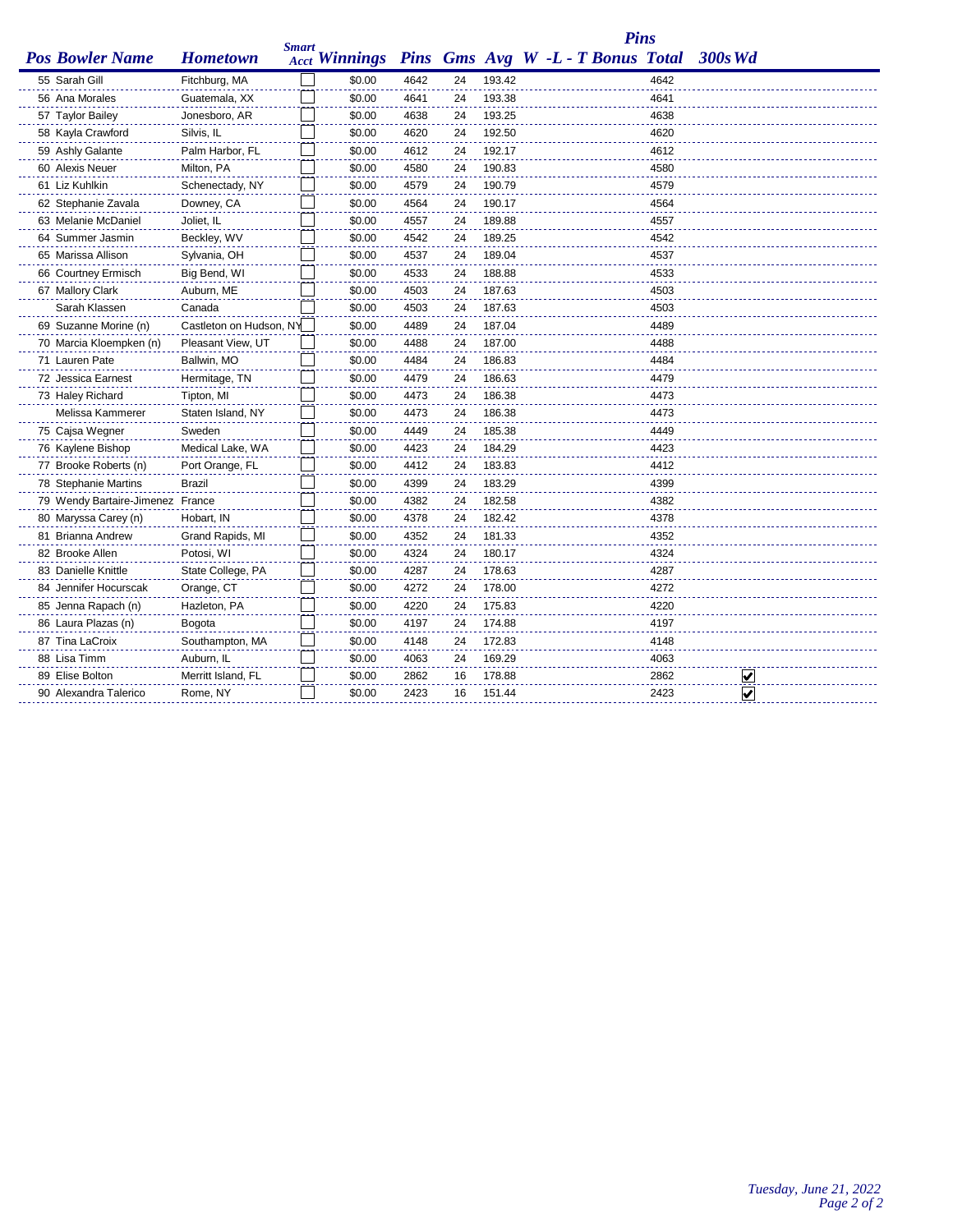| Pos | Bowler Name | Hometown | Smart Acct | Winnings | Pins | Gms | Avg | W -L - T | Bonus | Pins Total | 300s | Wd |
| --- | --- | --- | --- | --- | --- | --- | --- | --- | --- | --- | --- | --- |
| 55 | Sarah Gill | Fitchburg, MA | ☐ | $0.00 | 4642 | 24 | 193.42 | | | 4642 | | |
| 56 | Ana Morales | Guatemala, XX | ☐ | $0.00 | 4641 | 24 | 193.38 | | | 4641 | | |
| 57 | Taylor Bailey | Jonesboro, AR | ☐ | $0.00 | 4638 | 24 | 193.25 | | | 4638 | | |
| 58 | Kayla Crawford | Silvis, IL | ☐ | $0.00 | 4620 | 24 | 192.50 | | | 4620 | | |
| 59 | Ashly Galante | Palm Harbor, FL | ☐ | $0.00 | 4612 | 24 | 192.17 | | | 4612 | | |
| 60 | Alexis Neuer | Milton, PA | ☐ | $0.00 | 4580 | 24 | 190.83 | | | 4580 | | |
| 61 | Liz Kuhlkin | Schenectady, NY | ☐ | $0.00 | 4579 | 24 | 190.79 | | | 4579 | | |
| 62 | Stephanie Zavala | Downey, CA | ☐ | $0.00 | 4564 | 24 | 190.17 | | | 4564 | | |
| 63 | Melanie McDaniel | Joliet, IL | ☐ | $0.00 | 4557 | 24 | 189.88 | | | 4557 | | |
| 64 | Summer Jasmin | Beckley, WV | ☐ | $0.00 | 4542 | 24 | 189.25 | | | 4542 | | |
| 65 | Marissa Allison | Sylvania, OH | ☐ | $0.00 | 4537 | 24 | 189.04 | | | 4537 | | |
| 66 | Courtney Ermisch | Big Bend, WI | ☐ | $0.00 | 4533 | 24 | 188.88 | | | 4533 | | |
| 67 | Mallory Clark | Auburn, ME | ☐ | $0.00 | 4503 | 24 | 187.63 | | | 4503 | | |
| | Sarah Klassen | Canada | ☐ | $0.00 | 4503 | 24 | 187.63 | | | 4503 | | |
| 69 | Suzanne Morine (n) | Castleton on Hudson, NY | ☐ | $0.00 | 4489 | 24 | 187.04 | | | 4489 | | |
| 70 | Marcia Kloempken (n) | Pleasant View, UT | ☐ | $0.00 | 4488 | 24 | 187.00 | | | 4488 | | |
| 71 | Lauren Pate | Ballwin, MO | ☐ | $0.00 | 4484 | 24 | 186.83 | | | 4484 | | |
| 72 | Jessica Earnest | Hermitage, TN | ☐ | $0.00 | 4479 | 24 | 186.63 | | | 4479 | | |
| 73 | Haley Richard | Tipton, MI | ☐ | $0.00 | 4473 | 24 | 186.38 | | | 4473 | | |
| | Melissa Kammerer | Staten Island, NY | ☐ | $0.00 | 4473 | 24 | 186.38 | | | 4473 | | |
| 75 | Cajsa Wegner | Sweden | ☐ | $0.00 | 4449 | 24 | 185.38 | | | 4449 | | |
| 76 | Kaylene Bishop | Medical Lake, WA | ☐ | $0.00 | 4423 | 24 | 184.29 | | | 4423 | | |
| 77 | Brooke Roberts (n) | Port Orange, FL | ☐ | $0.00 | 4412 | 24 | 183.83 | | | 4412 | | |
| 78 | Stephanie Martins | Brazil | ☐ | $0.00 | 4399 | 24 | 183.29 | | | 4399 | | |
| 79 | Wendy Bartaire-Jimenez | France | ☐ | $0.00 | 4382 | 24 | 182.58 | | | 4382 | | |
| 80 | Maryssa Carey (n) | Hobart, IN | ☐ | $0.00 | 4378 | 24 | 182.42 | | | 4378 | | |
| 81 | Brianna Andrew | Grand Rapids, MI | ☐ | $0.00 | 4352 | 24 | 181.33 | | | 4352 | | |
| 82 | Brooke Allen | Potosi, WI | ☐ | $0.00 | 4324 | 24 | 180.17 | | | 4324 | | |
| 83 | Danielle Knittle | State College, PA | ☐ | $0.00 | 4287 | 24 | 178.63 | | | 4287 | | |
| 84 | Jennifer Hocurscak | Orange, CT | ☐ | $0.00 | 4272 | 24 | 178.00 | | | 4272 | | |
| 85 | Jenna Rapach (n) | Hazleton, PA | ☐ | $0.00 | 4220 | 24 | 175.83 | | | 4220 | | |
| 86 | Laura Plazas (n) | Bogota | ☐ | $0.00 | 4197 | 24 | 174.88 | | | 4197 | | |
| 87 | Tina LaCroix | Southampton, MA | ☐ | $0.00 | 4148 | 24 | 172.83 | | | 4148 | | |
| 88 | Lisa Timm | Auburn, IL | ☐ | $0.00 | 4063 | 24 | 169.29 | | | 4063 | | |
| 89 | Elise Bolton | Merritt Island, FL | ☐ | $0.00 | 2862 | 16 | 178.88 | | | 2862 | | ☑ |
| 90 | Alexandra Talerico | Rome, NY | ☐ | $0.00 | 2423 | 16 | 151.44 | | | 2423 | | ☑ |

*Tuesday, June 21, 2022*